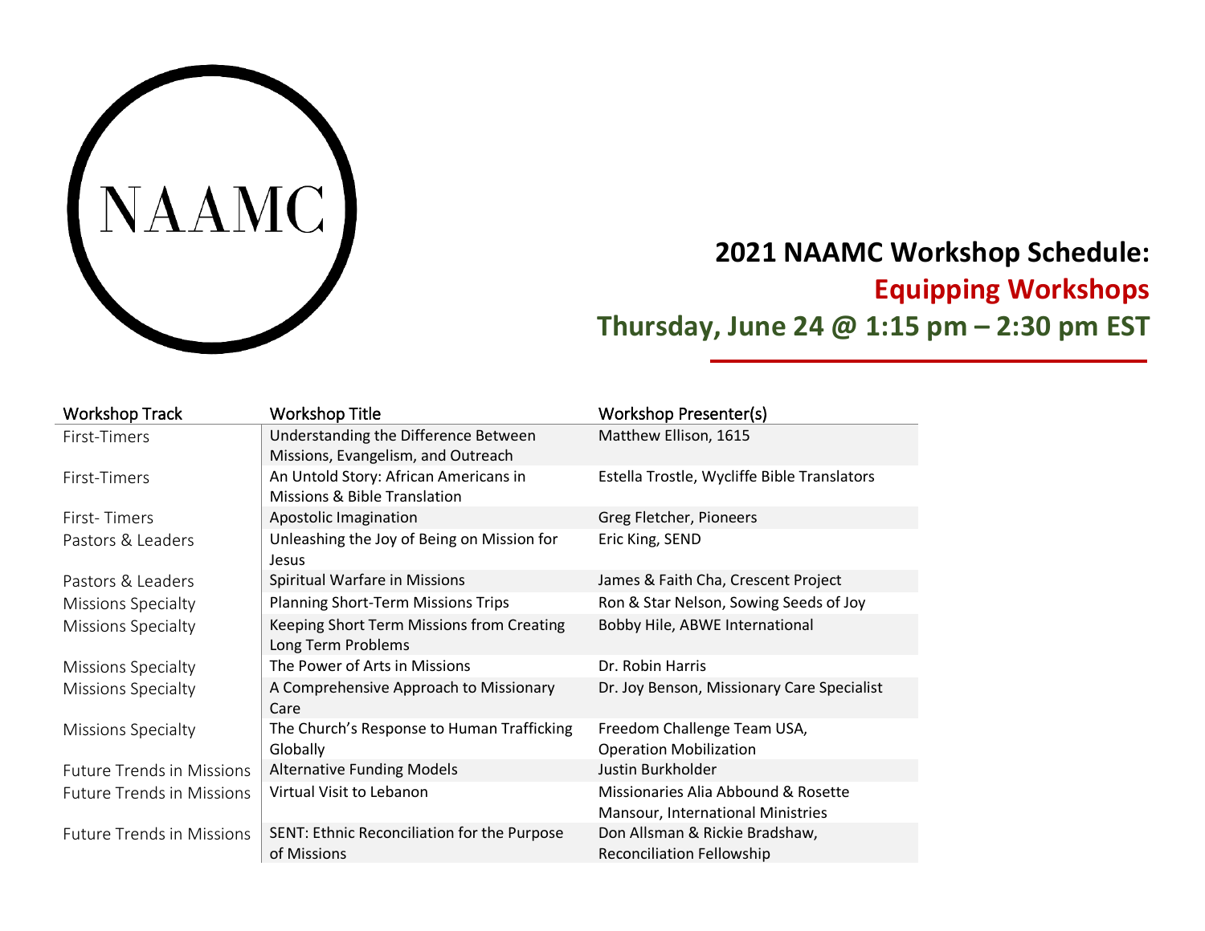NAAMC

# 2021 NAAMC Workshop Schedule:

## Equipping Workshops

## Thursday, June 24 @ 1:15 pm – 2:30 pm EST

| Workshop Track | Workshop Title | Workshop Presenter(s) |
|---|---|---|
| First-Timers | Understanding the Difference Between Missions, Evangelism, and Outreach | Matthew Ellison, 1615 |
| First-Timers | An Untold Story: African Americans in Missions & Bible Translation | Estella Trostle, Wycliffe Bible Translators |
| First- Timers | Apostolic Imagination | Greg Fletcher, Pioneers |
| Pastors & Leaders | Unleashing the Joy of Being on Mission for Jesus | Eric King, SEND |
| Pastors & Leaders | Spiritual Warfare in Missions | James & Faith Cha, Crescent Project |
| Missions Specialty | Planning Short-Term Missions Trips | Ron & Star Nelson, Sowing Seeds of Joy |
| Missions Specialty | Keeping Short Term Missions from Creating Long Term Problems | Bobby Hile, ABWE International |
| Missions Specialty | The Power of Arts in Missions | Dr. Robin Harris |
| Missions Specialty | A Comprehensive Approach to Missionary Care | Dr. Joy Benson, Missionary Care Specialist |
| Missions Specialty | The Church's Response to Human Trafficking Globally | Freedom Challenge Team USA, Operation Mobilization |
| Future Trends in Missions | Alternative Funding Models | Justin Burkholder |
| Future Trends in Missions | Virtual Visit to Lebanon | Missionaries Alia Abbound & Rosette Mansour, International Ministries |
| Future Trends in Missions | SENT: Ethnic Reconciliation for the Purpose of Missions | Don Allsman & Rickie Bradshaw, Reconciliation Fellowship |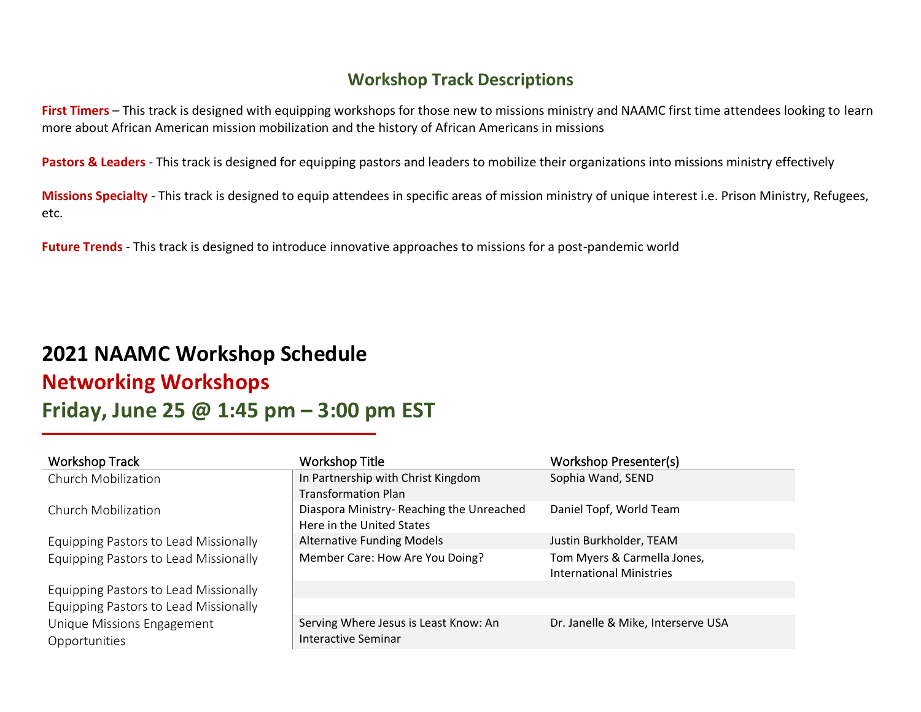## Workshop Track Descriptions

**First Timers** – This track is designed with equipping workshops for those new to missions ministry and NAAMC first time attendees looking to learn more about African American mission mobilization and the history of African Americans in missions

**Pastors & Leaders** - This track is designed for equipping pastors and leaders to mobilize their organizations into missions ministry effectively

**Missions Specialty** - This track is designed to equip attendees in specific areas of mission ministry of unique interest i.e. Prison Ministry, Refugees, etc.

**Future Trends** - This track is designed to introduce innovative approaches to missions for a post-pandemic world

# 2021 NAAMC Workshop Schedule

## Networking Workshops

## Friday, June 25 @ 1:45 pm – 3:00 pm EST

| Workshop Track | Workshop Title | Workshop Presenter(s) |
|---|---|---|
| Church Mobilization | In Partnership with Christ Kingdom Transformation Plan | Sophia Wand, SEND |
| Church Mobilization | Diaspora Ministry- Reaching the Unreached Here in the United States | Daniel Topf, World Team |
| Equipping Pastors to Lead Missionally | Alternative Funding Models | Justin Burkholder, TEAM |
| Equipping Pastors to Lead Missionally | Member Care: How Are You Doing? | Tom Myers & Carmella Jones, International Ministries |
| Equipping Pastors to Lead Missionally | | |
| Equipping Pastors to Lead Missionally | | |
| Unique Missions Engagement Opportunities | Serving Where Jesus is Least Know: An Interactive Seminar | Dr. Janelle & Mike, Interserve USA |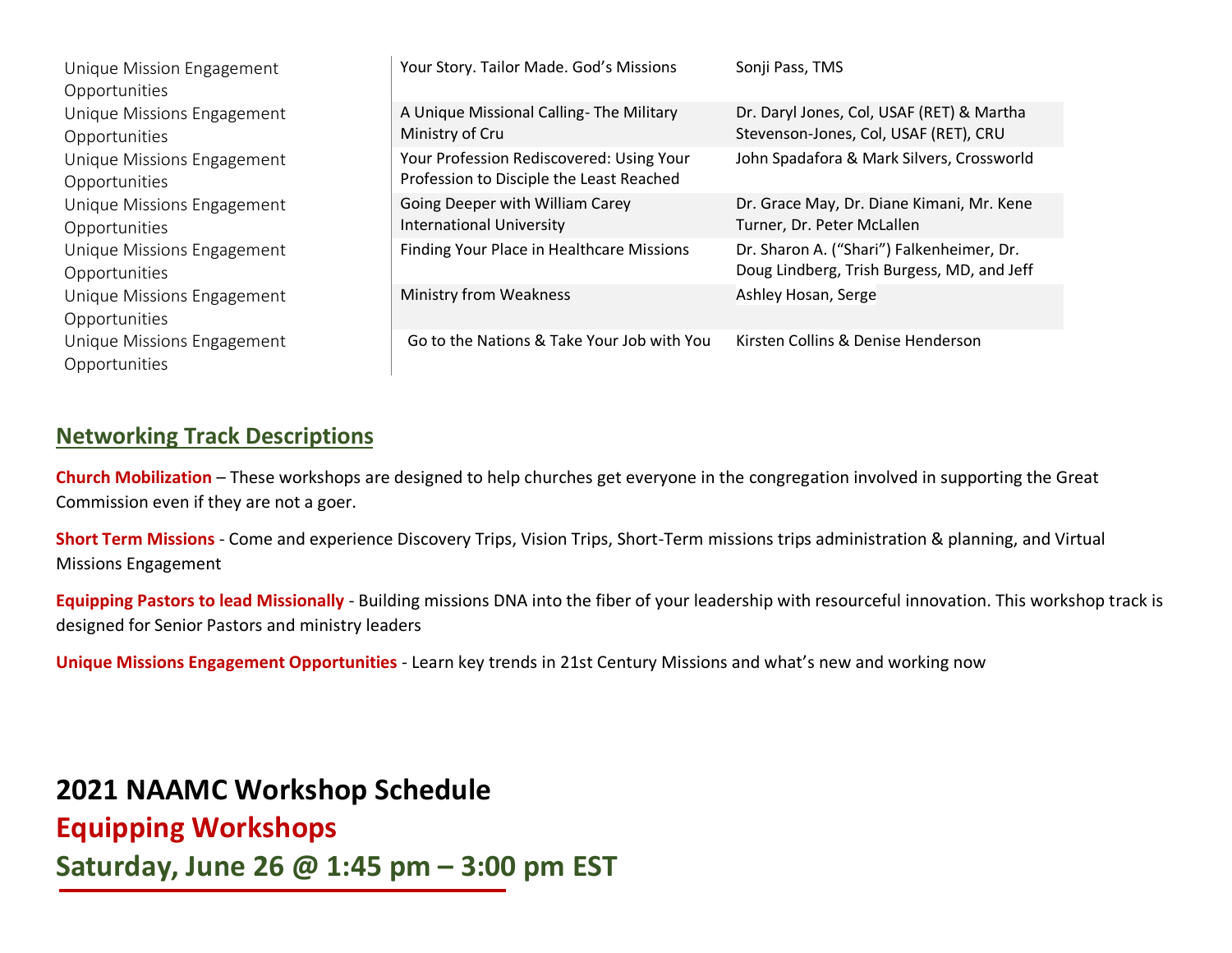| | | |
|---|---|---|
| Unique Mission Engagement Opportunities | Your Story. Tailor Made. God's Missions | Sonji Pass, TMS |
| Unique Missions Engagement Opportunities | A Unique Missional Calling- The Military Ministry of Cru | Dr. Daryl Jones, Col, USAF (RET) & Martha Stevenson-Jones, Col, USAF (RET), CRU |
| Unique Missions Engagement Opportunities | Your Profession Rediscovered: Using Your Profession to Disciple the Least Reached | John Spadafora & Mark Silvers, Crossworld |
| Unique Missions Engagement Opportunities | Going Deeper with William Carey International University | Dr. Grace May, Dr. Diane Kimani, Mr. Kene Turner, Dr. Peter McLallen |
| Unique Missions Engagement Opportunities | Finding Your Place in Healthcare Missions | Dr. Sharon A. ("Shari") Falkenheimer, Dr. Doug Lindberg, Trish Burgess, MD, and Jeff |
| Unique Missions Engagement Opportunities | Ministry from Weakness | Ashley Hosan, Serge |
| Unique Missions Engagement Opportunities | Go to the Nations & Take Your Job with You | Kirsten Collins & Denise Henderson |

## Networking Track Descriptions

**Church Mobilization** – These workshops are designed to help churches get everyone in the congregation involved in supporting the Great Commission even if they are not a goer.

**Short Term Missions** - Come and experience Discovery Trips, Vision Trips, Short-Term missions trips administration & planning, and Virtual Missions Engagement

**Equipping Pastors to lead Missionally** - Building missions DNA into the fiber of your leadership with resourceful innovation. This workshop track is designed for Senior Pastors and ministry leaders

**Unique Missions Engagement Opportunities** - Learn key trends in 21st Century Missions and what's new and working now

# 2021 NAAMC Workshop Schedule

## Equipping Workshops

## Saturday, June 26 @ 1:45 pm – 3:00 pm EST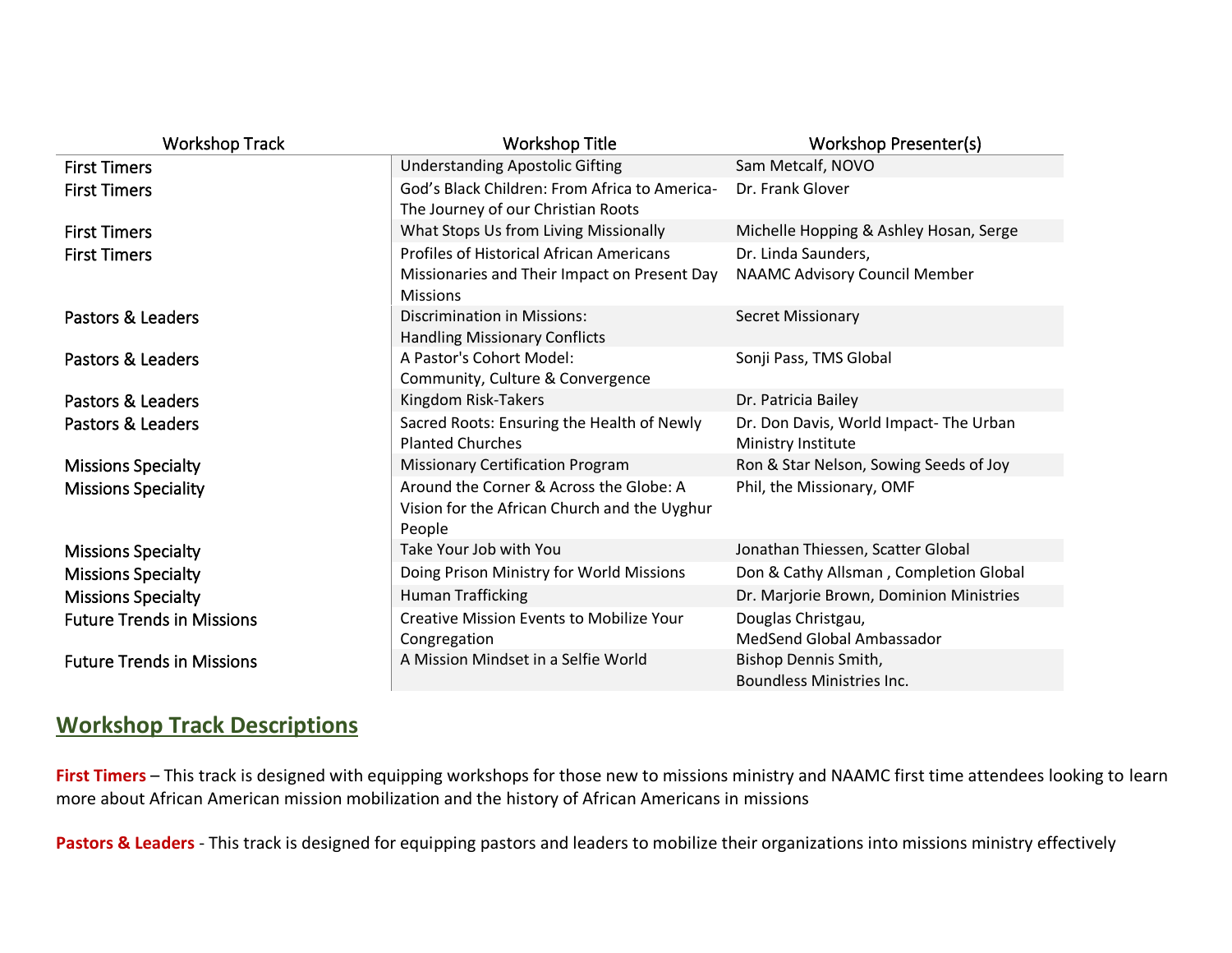| Workshop Track | Workshop Title | Workshop Presenter(s) |
|---|---|---|
| First Timers | Understanding Apostolic Gifting | Sam Metcalf, NOVO |
| First Timers | God's Black Children: From Africa to America- The Journey of our Christian Roots | Dr. Frank Glover |
| First Timers | What Stops Us from Living Missionally | Michelle Hopping & Ashley Hosan, Serge |
| First Timers | Profiles of Historical African Americans Missionaries and Their Impact on Present Day Missions | Dr. Linda Saunders, NAAMC Advisory Council Member |
| Pastors & Leaders | Discrimination in Missions: Handling Missionary Conflicts | Secret Missionary |
| Pastors & Leaders | A Pastor's Cohort Model: Community, Culture & Convergence | Sonji Pass, TMS Global |
| Pastors & Leaders | Kingdom Risk-Takers | Dr. Patricia Bailey |
| Pastors & Leaders | Sacred Roots: Ensuring the Health of Newly Planted Churches | Dr. Don Davis, World Impact- The Urban Ministry Institute |
| Missions Specialty | Missionary Certification Program | Ron & Star Nelson, Sowing Seeds of Joy |
| Missions Speciality | Around the Corner & Across the Globe: A Vision for the African Church and the Uyghur People | Phil, the Missionary, OMF |
| Missions Specialty | Take Your Job with You | Jonathan Thiessen, Scatter Global |
| Missions Specialty | Doing Prison Ministry for World Missions | Don & Cathy Allsman , Completion Global |
| Missions Specialty | Human Trafficking | Dr. Marjorie Brown, Dominion Ministries |
| Future Trends in Missions | Creative Mission Events to Mobilize Your Congregation | Douglas Christgau, MedSend Global Ambassador |
| Future Trends in Missions | A Mission Mindset in a Selfie World | Bishop Dennis Smith, Boundless Ministries Inc. |

## Workshop Track Descriptions

**First Timers** – This track is designed with equipping workshops for those new to missions ministry and NAAMC first time attendees looking to learn more about African American mission mobilization and the history of African Americans in missions

**Pastors & Leaders** - This track is designed for equipping pastors and leaders to mobilize their organizations into missions ministry effectively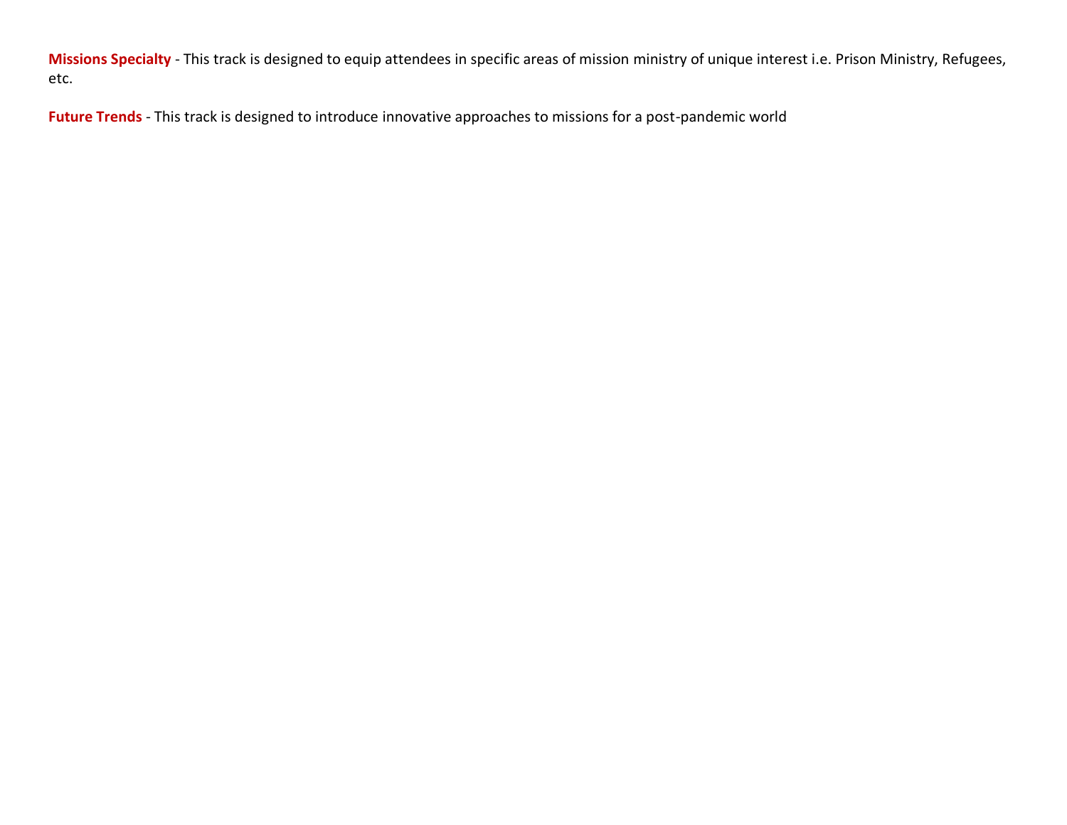**Missions Specialty** - This track is designed to equip attendees in specific areas of mission ministry of unique interest i.e. Prison Ministry, Refugees, etc.

**Future Trends** - This track is designed to introduce innovative approaches to missions for a post-pandemic world